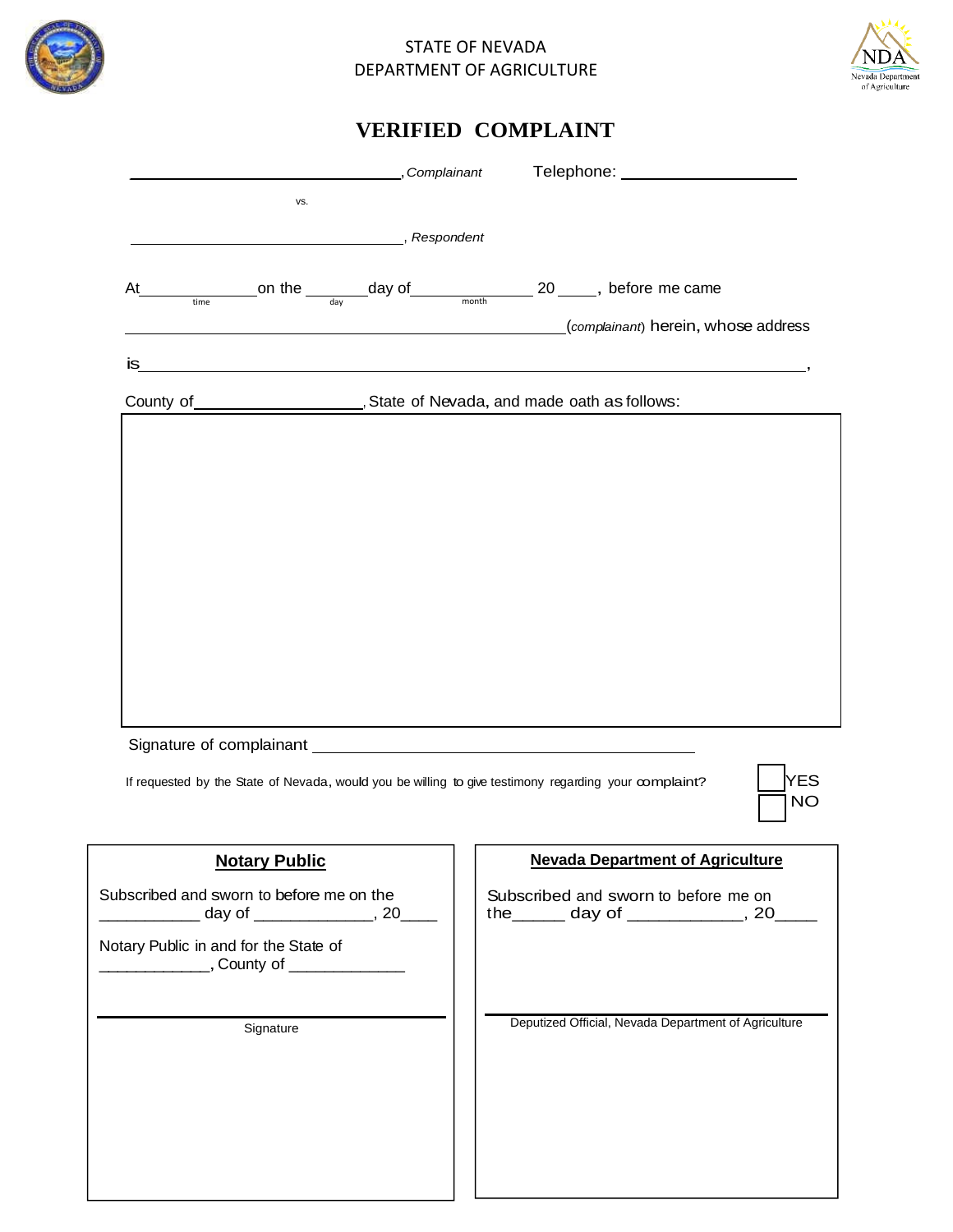STATE OF NEVADA
DEPARTMENT OF AGRICULTURE

# VERIFIED COMPLAINT

____________________________________, *Complainant* Telephone: ______________________

vs.

____________________________________, *Respondent*

At_______________ on the ________ day of _______________ 20 _____, before me came
(time) (day) (month)

________________________________________________________ (*complainant*) herein, whose address

is_____________________________________________________________________________,

County of____________________, State of Nevada, and made oath as follows:

| |
|---|
| |

Signature of complainant ________________________________________________

If requested by the State of Nevada, would you be willing to give testimony regarding your complaint? ☐ YES ☐ NO

| **Notary Public** | **Nevada Department of Agriculture** |
|---|---|
| Subscribed and sworn to before me on the ___________ day of ______________, 20____ | Subscribed and sworn to before me on the______ day of _____________, 20_____ |
| Notary Public in and for the State of _____________, County of _____________ | |
| Signature | Deputized Official, Nevada Department of Agriculture |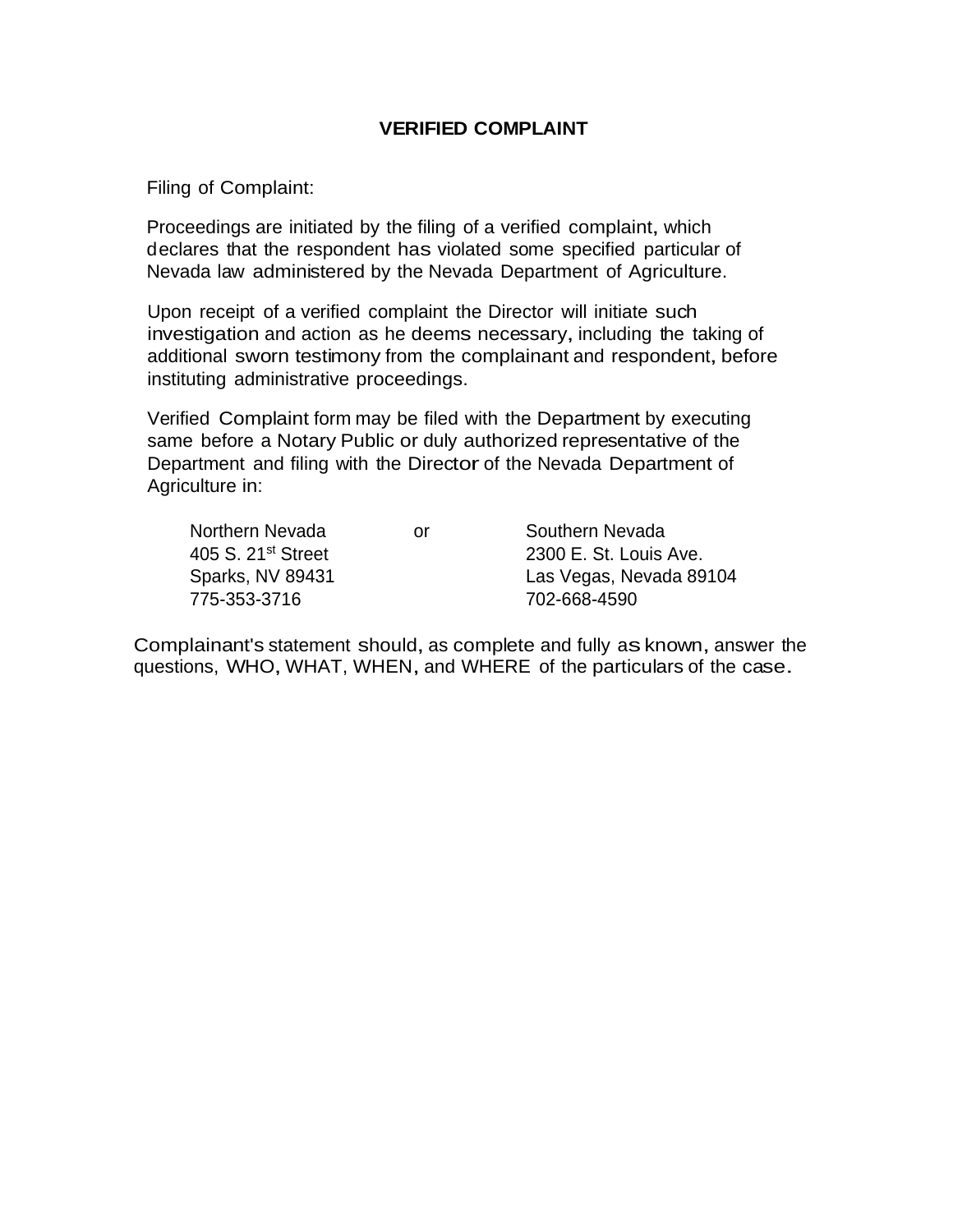## VERIFIED COMPLAINT

Filing of Complaint:

Proceedings are initiated by the filing of a verified complaint, which declares that the respondent has violated some specified particular of Nevada law administered by the Nevada Department of Agriculture.

Upon receipt of a verified complaint the Director will initiate such investigation and action as he deems necessary, including the taking of additional sworn testimony from the complainant and respondent, before instituting administrative proceedings.

Verified Complaint form may be filed with the Department by executing same before a Notary Public or duly authorized representative of the Department and filing with the Director of the Nevada Department of Agriculture in:

| | | |
|---|---|---|
| Northern Nevada | or | Southern Nevada |
| 405 S. 21st Street | | 2300 E. St. Louis Ave. |
| Sparks, NV 89431 | | Las Vegas, Nevada 89104 |
| 775-353-3716 | | 702-668-4590 |

Complainant's statement should, as complete and fully as known, answer the questions, WHO, WHAT, WHEN, and WHERE of the particulars of the case.